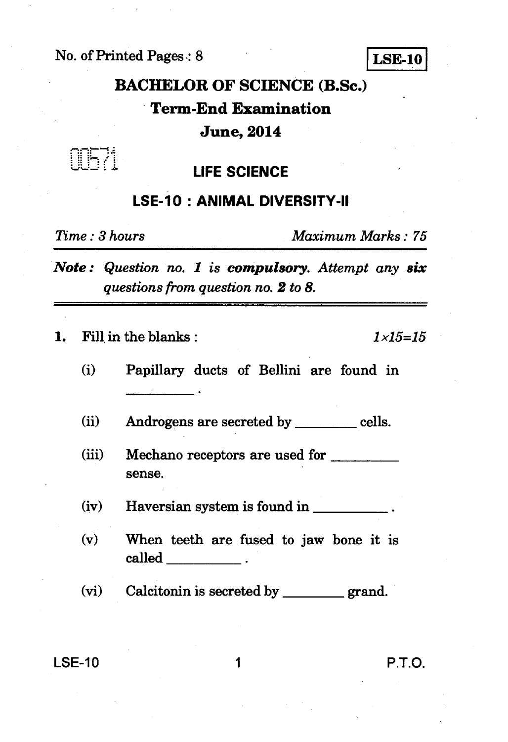No. of Printed Pages : 8

**LSE-10**

# BACHELOR OF SCIENCE (B.Sc.)

## Term-End Examination

## June, 2014

00571

## LIFE SCIENCE

## LSE-10 : ANIMAL DIVERSITY-II

*Time : 3 hours* *Maximum Marks : 75*

***Note :*** *Question no. 1 is* ***compulsory****. Attempt any* ***six*** *questions from question no.* ***2*** *to* ***8****.*

---

**1.** Fill in the blanks : *1×15=15*

(i) Papillary ducts of Bellini are found in ________ .

(ii) Androgens are secreted by ________ cells.

(iii) Mechano receptors are used for ________ sense.

(iv) Haversian system is found in ________ .

(v) When teeth are fused to jaw bone it is called ________ .

(vi) Calcitonin is secreted by ________ grand.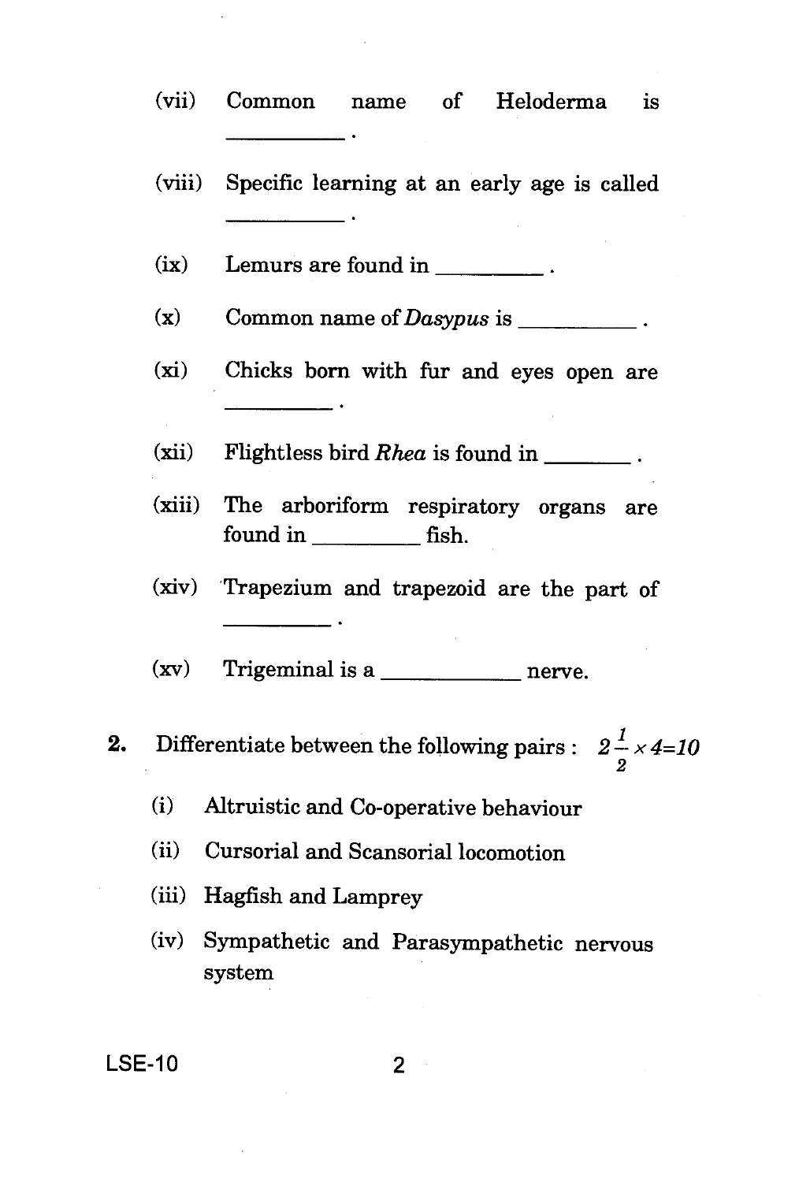(vii) Common name of Heloderma is __________ .

(viii) Specific learning at an early age is called __________ .

(ix) Lemurs are found in __________ .

(x) Common name of *Dasypus* is __________ .

(xi) Chicks born with fur and eyes open are __________ .

(xii) Flightless bird *Rhea* is found in ________ .

(xiii) The arboriform respiratory organs are found in __________ fish.

(xiv) Trapezium and trapezoid are the part of __________ .

(xv) Trigeminal is a ____________ nerve.

**2.** Differentiate between the following pairs : $2\frac{1}{2} \times 4 = 10$

(i) Altruistic and Co-operative behaviour

(ii) Cursorial and Scansorial locomotion

(iii) Hagfish and Lamprey

(iv) Sympathetic and Parasympathetic nervous system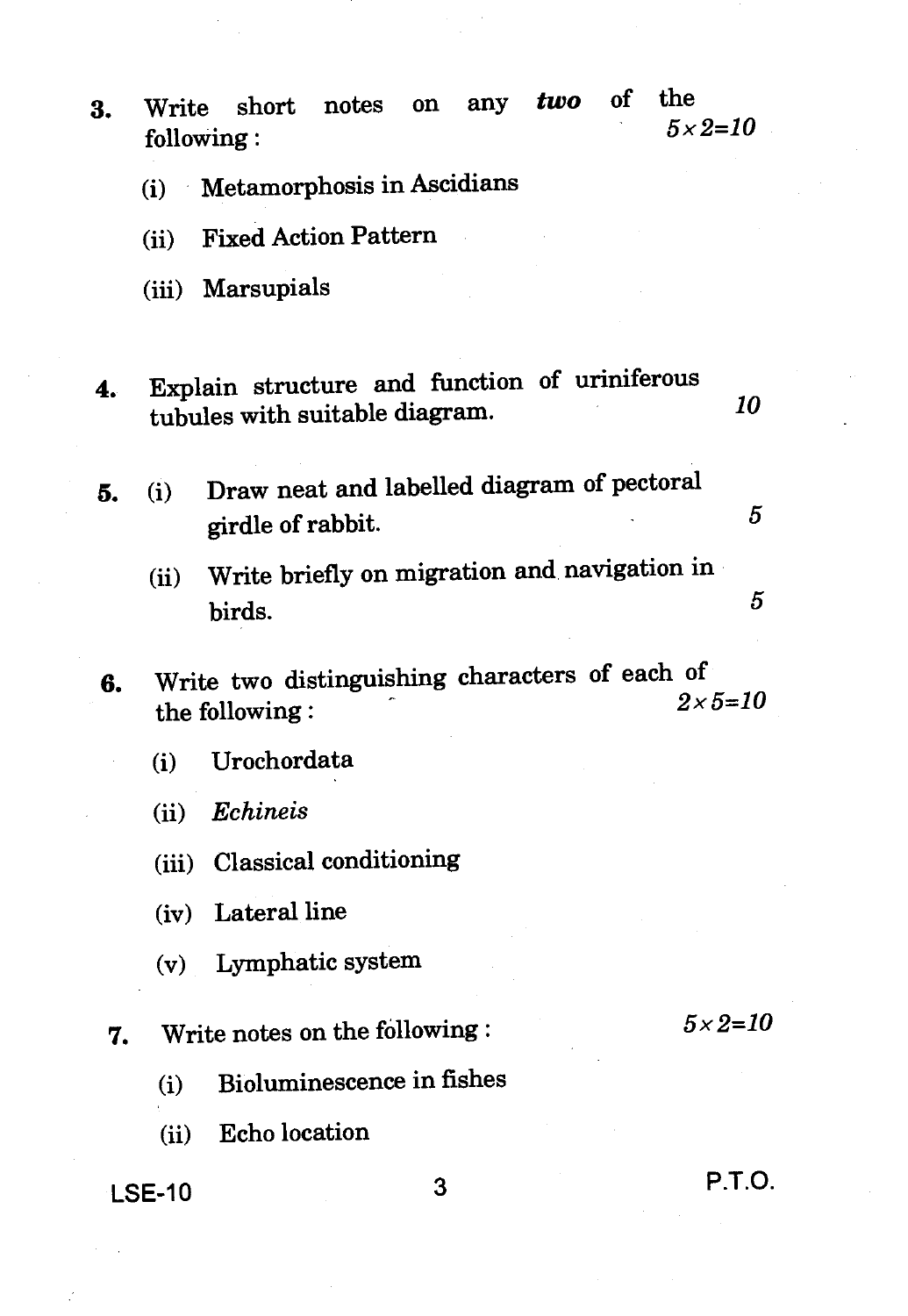3. Write short notes on any ***two*** of the following : $5 \times 2 = 10$

   (i) Metamorphosis in Ascidians

   (ii) Fixed Action Pattern

   (iii) Marsupials

4. Explain structure and function of uriniferous tubules with suitable diagram. 10

5. (i) Draw neat and labelled diagram of pectoral girdle of rabbit. 5

   (ii) Write briefly on migration and navigation in birds. 5

6. Write two distinguishing characters of each of the following : $2 \times 5 = 10$

   (i) Urochordata

   (ii) *Echineis*

   (iii) Classical conditioning

   (iv) Lateral line

   (v) Lymphatic system

7. Write notes on the following : $5 \times 2 = 10$

   (i) Bioluminescence in fishes

   (ii) Echo location

LSE-10

P.T.O.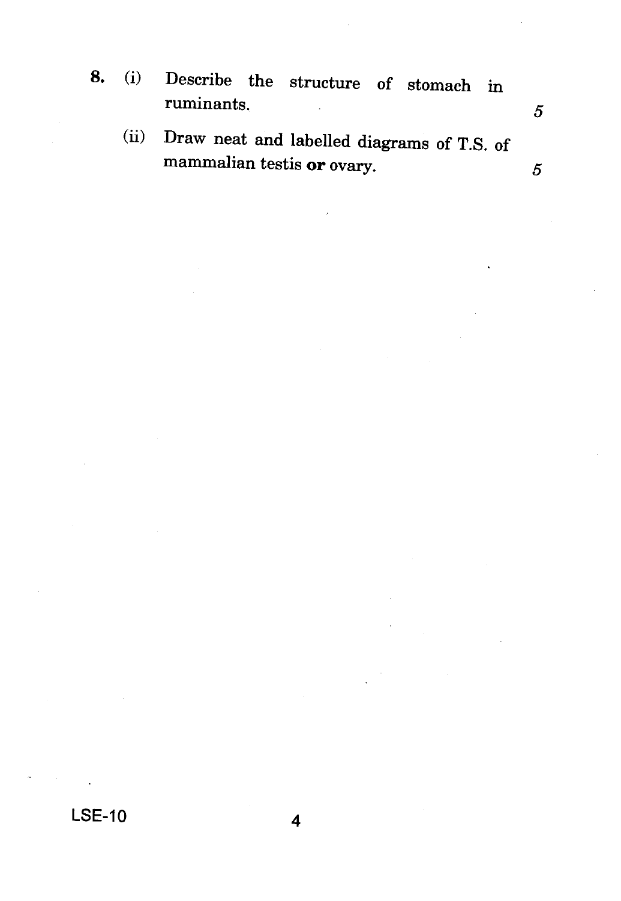8. (i) Describe the structure of stomach in ruminants. 5

   (ii) Draw neat and labelled diagrams of T.S. of mammalian testis **or** ovary. 5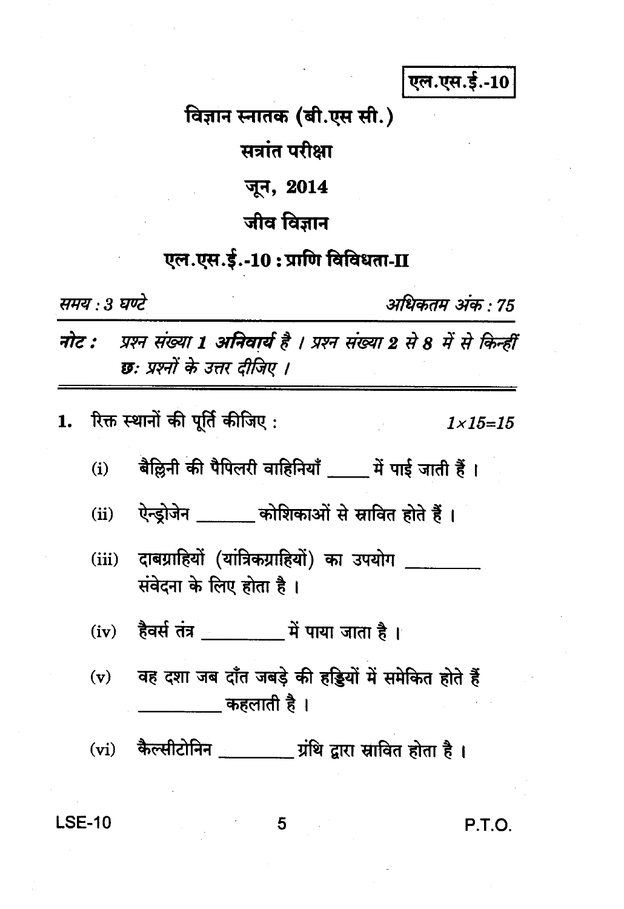एल.एस.ई.-10

# विज्ञान स्नातक (बी.एस सी.)

## सत्रांत परीक्षा

## जून, 2014

## जीव विज्ञान

## एल.एस.ई.-10 : प्राणि विविधता-II

*समय : 3 घण्टे* *अधिकतम अंक : 75*

***नोट :*** *प्रश्न संख्या 1 अनिवार्य है । प्रश्न संख्या 2 से 8 में से किन्हीं छः प्रश्नों के उत्तर दीजिए ।*

---

1. रिक्त स्थानों की पूर्ति कीजिए : *1×15=15*

   (i) बैल्लिनी की पैपिलरी वाहिनियाँ _____ में पाई जाती हैं ।

   (ii) ऐन्ड्रोजेन _______ कोशिकाओं से स्रावित होते हैं ।

   (iii) दाबग्राहियों (यांत्रिकग्राहियों) का उपयोग ________ संवेदना के लिए होता है ।

   (iv) हैवर्स तंत्र _________ में पाया जाता है ।

   (v) वह दशा जब दाँत जबड़े की हड्डियों में समेकित होते हैं __________ कहलाती है ।

   (vi) कैल्सीटोनिन ________ ग्रंथि द्वारा स्रावित होता है ।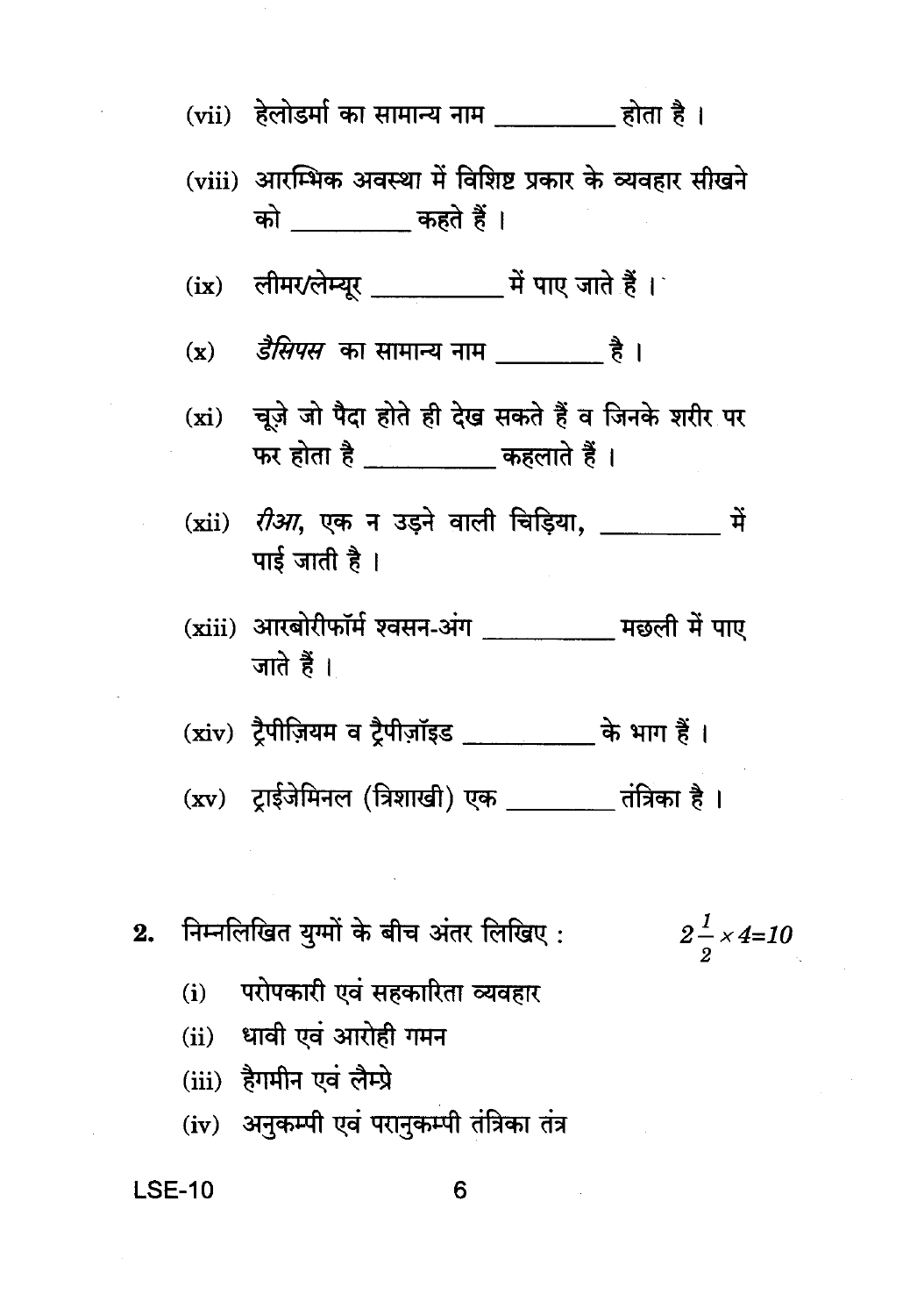(vii) हेलोडर्मा का सामान्य नाम __________ होता है ।

(viii) आरम्भिक अवस्था में विशिष्ट प्रकार के व्यवहार सीखने को __________ कहते हैं ।

(ix) लीमर/लेम्यूर __________ में पाए जाते हैं ।

(x) *डैसिपस* का सामान्य नाम __________ है ।

(xi) चूज़े जो पैदा होते ही देख सकते हैं व जिनके शरीर पर फर होता है __________ कहलाते हैं ।

(xii) *रीआ*, एक न उड़ने वाली चिड़िया, __________ में पाई जाती है ।

(xiii) आरबोरीफॉर्म श्वसन-अंग __________ मछली में पाए जाते हैं ।

(xiv) ट्रैपीज़ियम व ट्रैपीज़ॉइड __________ के भाग हैं ।

(xv) ट्राईजेमिनल (त्रिशाखी) एक __________ तंत्रिका है ।

**2.** निम्नलिखित युग्मों के बीच अंतर लिखिए : $2\frac{1}{2} \times 4 = 10$

(i) परोपकारी एवं सहकारिता व्यवहार

(ii) धावी एवं आरोही गमन

(iii) हैगमीन एवं लैम्प्रे

(iv) अनुकम्पी एवं परानुकम्पी तंत्रिका तंत्र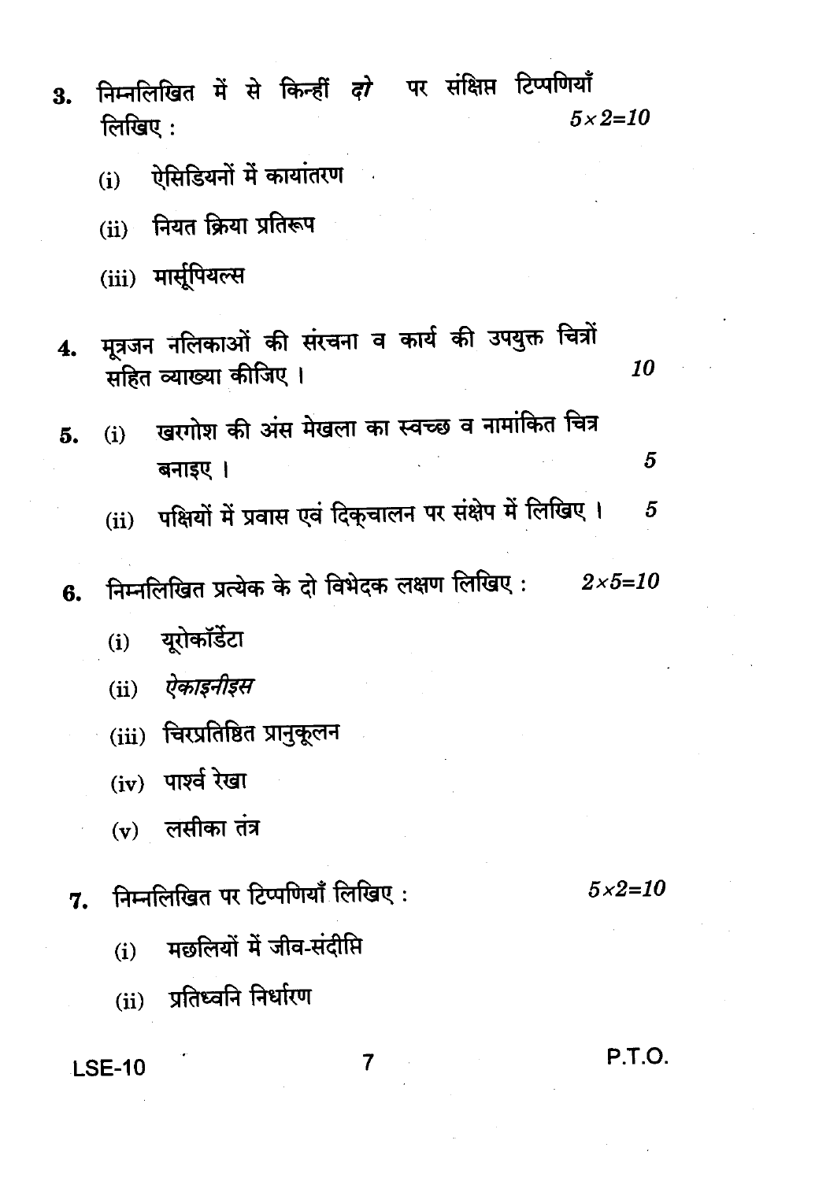3. निम्नलिखित में से किन्हीं *दो* पर संक्षिप्त टिप्पणियाँ लिखिए : $5 \times 2 = 10$

   (i) ऐसिडियनों में कायांतरण

   (ii) नियत क्रिया प्रतिरूप

   (iii) मार्सूपियल्स

4. मूत्रजन नलिकाओं की संरचना व कार्य की उपयुक्त चित्रों सहित व्याख्या कीजिए । 10

5. (i) खरगोश की अंस मेखला का स्वच्छ व नामांकित चित्र बनाइए । 5

   (ii) पक्षियों में प्रवास एवं दिक्चालन पर संक्षेप में लिखिए । 5

6. निम्नलिखित प्रत्येक के दो विभेदक लक्षण लिखिए : $2 \times 5 = 10$

   (i) यूरोकॉर्डेटा

   (ii) *ऐकाइनीइस*

   (iii) चिरप्रतिष्ठित प्रानुकूलन

   (iv) पार्श्व रेखा

   (v) लसीका तंत्र

7. निम्नलिखित पर टिप्पणियाँ लिखिए : $5 \times 2 = 10$

   (i) मछलियों में जीव-संदीप्ति

   (ii) प्रतिध्वनि निर्धारण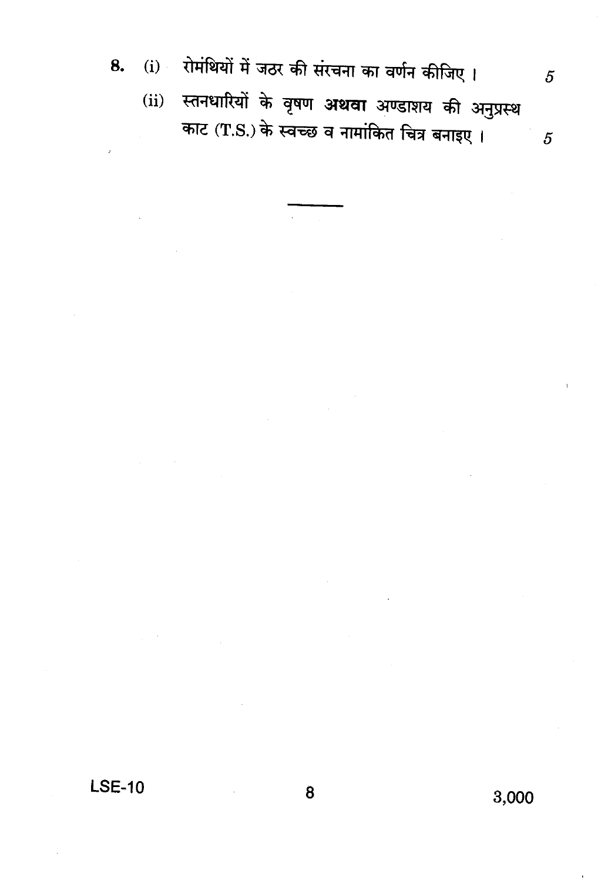8. (i) रोमंथियों में जठर की संरचना का वर्णन कीजिए । 5

   (ii) स्तनधारियों के वृषण **अथवा** अण्डाशय की अनुप्रस्थ काट (T.S.) के स्वच्छ व नामांकित चित्र बनाइए । 5

---

LSE-10

3,000